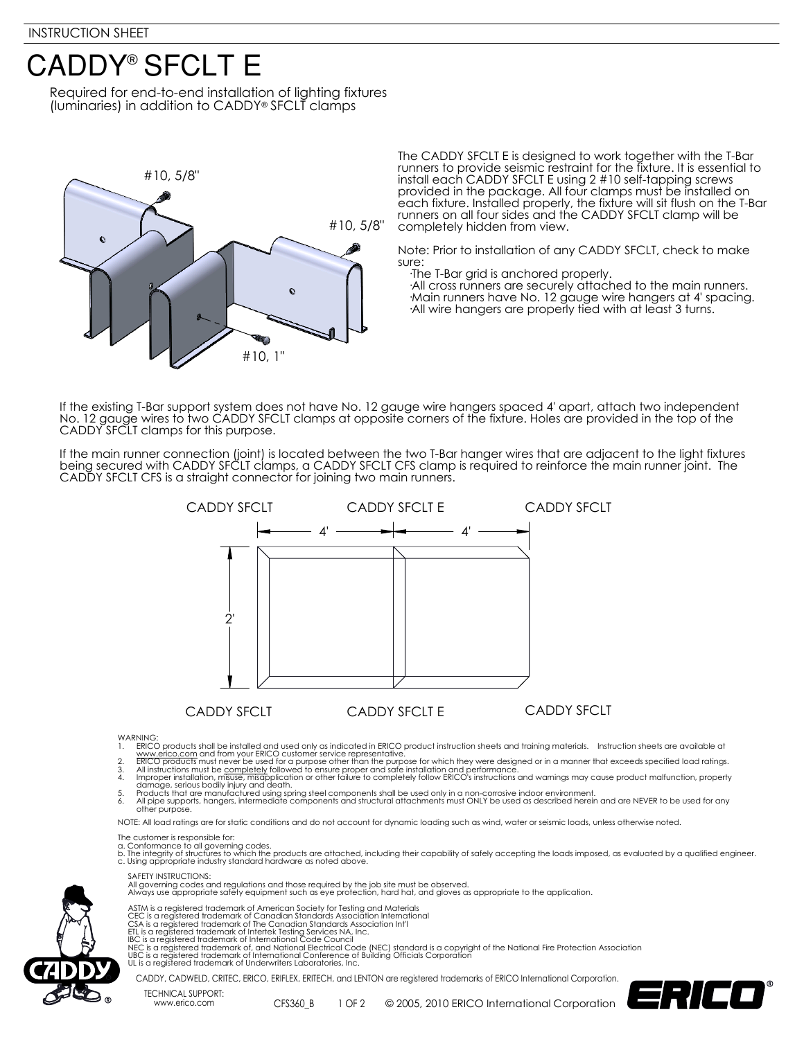INSTRUCTION SHEET

# CADDY® SFCLT E

Required for end-to-end installation of lighting fixtures (luminaries) in addition to CADDY® SFCLT clamps

#10, 5/8"

#10, 5/8"

#10, 1"

The CADDY SFCLT E is designed to work together with the T-Bar runners to provide seismic restraint for the fixture. It is essential to install each CADDY SFCLT E using 2 #10 self-tapping screws provided in the package. All four clamps must be installed on each fixture. Installed properly, the fixture will sit flush on the T-Bar runners on all four sides and the CADDY SFCLT clamp will be completely hidden from view.

Note: Prior to installation of any CADDY SFCLT, check to make sure:

- The T-Bar grid is anchored properly.
- All cross runners are securely attached to the main runners.
- Main runners have No. 12 gauge wire hangers at 4' spacing.
- All wire hangers are properly tied with at least 3 turns.

If the existing T-Bar support system does not have No. 12 gauge wire hangers spaced 4' apart, attach two independent No. 12 gauge wires to two CADDY SFCLT clamps at opposite corners of the fixture. Holes are provided in the top of the CADDY SFCLT clamps for this purpose.

If the main runner connection (joint) is located between the two T-Bar hanger wires that are adjacent to the light fixtures being secured with CADDY SFCLT clamps, a CADDY SFCLT CFS clamp is required to reinforce the main runner joint. The CADDY SFCLT CFS is a straight connector for joining two main runners.

CADDY SFCLT — CADDY SFCLT E — CADDY SFCLT

4' — 4'

2'

CADDY SFCLT — CADDY SFCLT E — CADDY SFCLT

WARNING:

1. ERICO products shall be installed and used only as indicated in ERICO product instruction sheets and training materials. Instruction sheets are available at www.erico.com and from your ERICO customer service representative.
2. ERICO products must never be used for a purpose other than the purpose for which they were designed or in a manner that exceeds specified load ratings.
3. All instructions must be completely followed to ensure proper and safe installation and performance.
4. Improper installation, misuse, misapplication or other failure to completely follow ERICO's instructions and warnings may cause product malfunction, property damage, serious bodily injury and death.
5. Products that are manufactured using spring steel components shall be used only in a non-corrosive indoor environment.
6. All pipe supports, hangers, intermediate components and structural attachments must ONLY be used as described herein and are NEVER to be used for any other purpose.

NOTE: All load ratings are for static conditions and do not account for dynamic loading such as wind, water or seismic loads, unless otherwise noted.

The customer is responsible for:
a. Conformance to all governing codes.
b. The integrity of structures to which the products are attached, including their capability of safely accepting the loads imposed, as evaluated by a qualified engineer.
c. Using appropriate industry standard hardware as noted above.

SAFETY INSTRUCTIONS:
All governing codes and regulations and those required by the job site must be observed.
Always use appropriate safety equipment such as eye protection, hard hat, and gloves as appropriate to the application.

ASTM is a registered trademark of American Society for Testing and Materials
CEC is a registered trademark of Canadian Standards Association International
CSA is a registered trademark of The Canadian Standards Association Int'l
ETL is a registered trademark of Intertek Testing Services NA, Inc.
IBC is a registered trademark of International Code Council
NEC is a registered trademark of, and National Electrical Code (NEC) standard is a copyright of the National Fire Protection Association
UBC is a registered trademark of International Conference of Building Officials Corporation
UL is a registered trademark of Underwriters Laboratories, Inc.

CADDY, CADWELD, CRITEC, ERICO, ERIFLEX, ERITECH, and LENTON are registered trademarks of ERICO International Corporation.

TECHNICAL SUPPORT:
www.erico.com

CFS360_B © 2005, 2010 ERICO International Corporation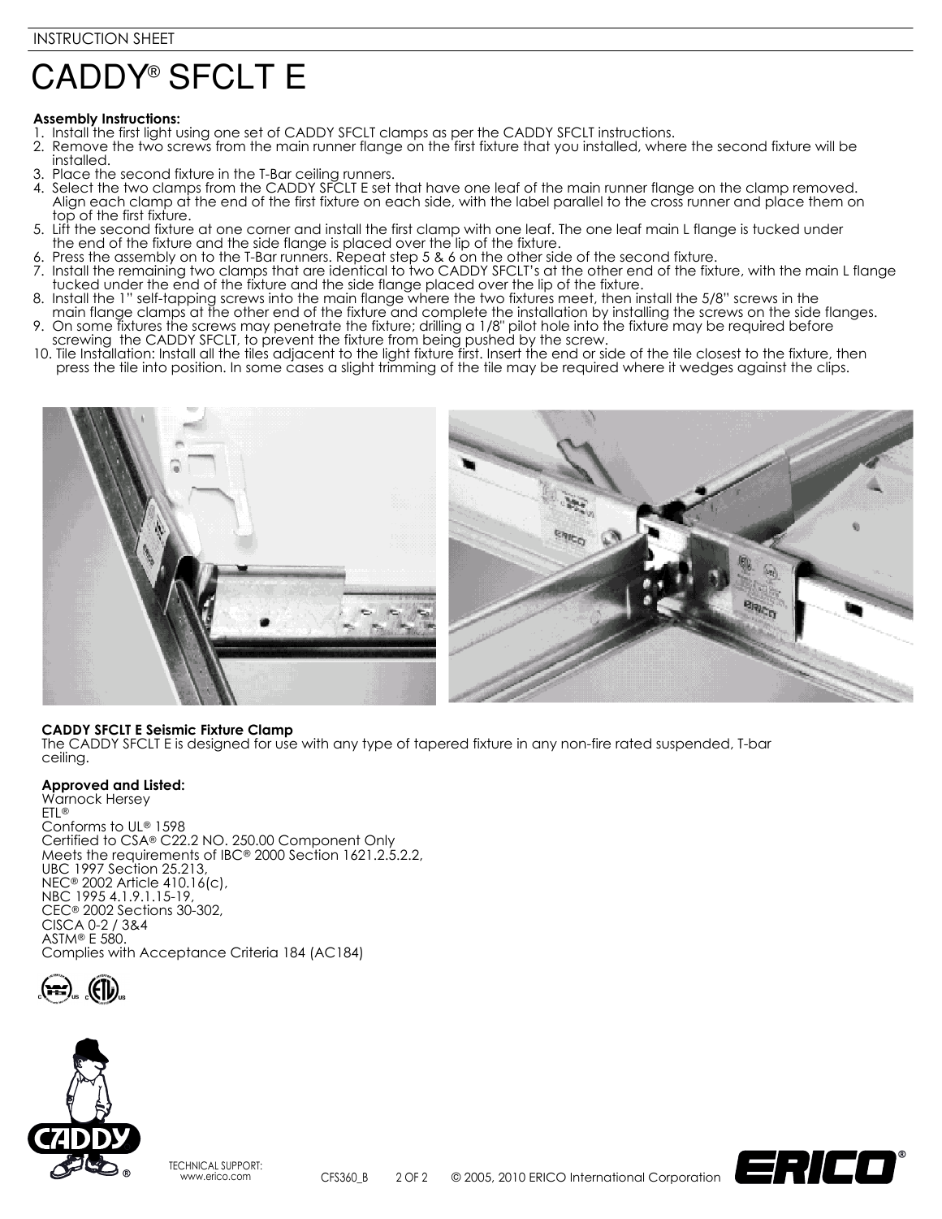INSTRUCTION SHEET

# CADDY® SFCLT E

**Assembly Instructions:**

1. Install the first light using one set of CADDY SFCLT clamps as per the CADDY SFCLT instructions.
2. Remove the two screws from the main runner flange on the first fixture that you installed, where the second fixture will be installed.
3. Place the second fixture in the T-Bar ceiling runners.
4. Select the two clamps from the CADDY SFCLT E set that have one leaf of the main runner flange on the clamp removed. Align each clamp at the end of the first fixture on each side, with the label parallel to the cross runner and place them on top of the first fixture.
5. Lift the second fixture at one corner and install the first clamp with one leaf. The one leaf main L flange is tucked under the end of the fixture and the side flange is placed over the lip of the fixture.
6. Press the assembly on to the T-Bar runners. Repeat step 5 & 6 on the other side of the second fixture.
7. Install the remaining two clamps that are identical to two CADDY SFCLT's at the other end of the fixture, with the main L flange tucked under the end of the fixture and the side flange placed over the lip of the fixture.
8. Install the 1" self-tapping screws into the main flange where the two fixtures meet, then install the 5/8" screws in the main flange clamps at the other end of the fixture and complete the installation by installing the screws on the side flanges.
9. On some fixtures the screws may penetrate the fixture; drilling a 1/8" pilot hole into the fixture may be required before screwing the CADDY SFCLT, to prevent the fixture from being pushed by the screw.
10. Tile Installation: Install all the tiles adjacent to the light fixture first. Insert the end or side of the tile closest to the fixture, then press the tile into position. In some cases a slight trimming of the tile may be required where it wedges against the clips.

**CADDY SFCLT E Seismic Fixture Clamp**

The CADDY SFCLT E is designed for use with any type of tapered fixture in any non-fire rated suspended, T-bar ceiling.

**Approved and Listed:**

Warnock Hersey
ETL®
Conforms to UL® 1598
Certified to CSA® C22.2 NO. 250.00 Component Only
Meets the requirements of IBC® 2000 Section 1621.2.5.2.2,
UBC 1997 Section 25.213,
NEC® 2002 Article 410.16(c),
NBC 1995 4.1.9.1.15-19,
CEC® 2002 Sections 30-302,
CISCA 0-2 / 3&4
ASTM® E 580.
Complies with Acceptance Criteria 184 (AC184)

TECHNICAL SUPPORT:
www.erico.com

CFS360_B © 2005, 2010 ERICO International Corporation